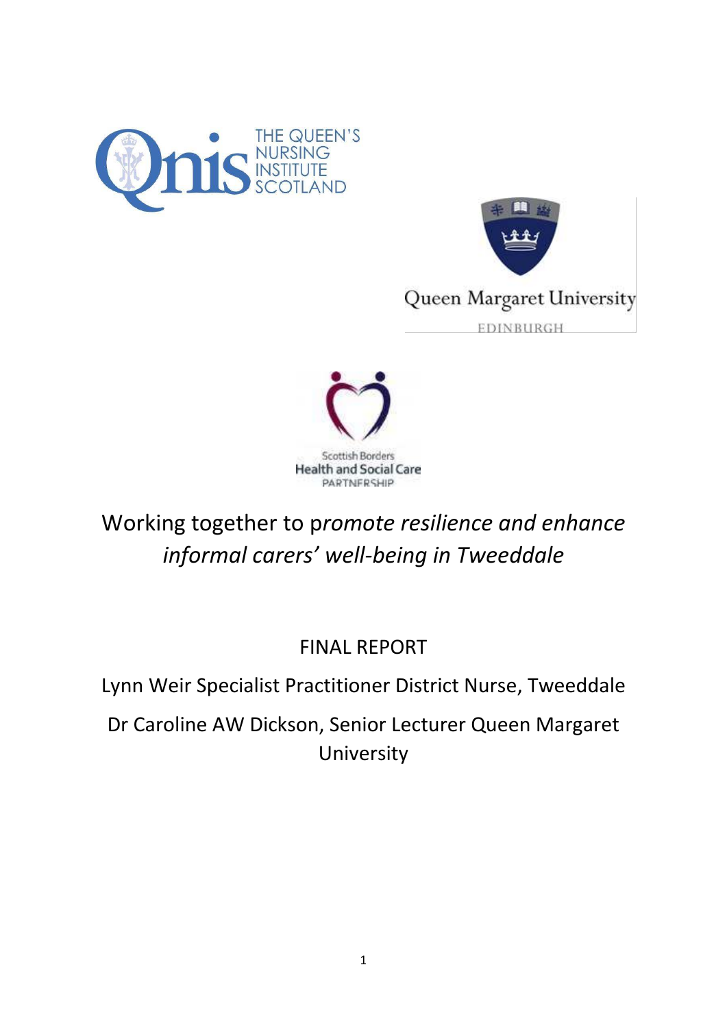# Working together to p*romote resilience and enhance informal carers' well-being in Tweeddale*

FINAL REPORT

Lynn Weir Specialist Practitioner District Nurse, Tweeddale

Dr Caroline AW Dickson, Senior Lecturer Queen Margaret University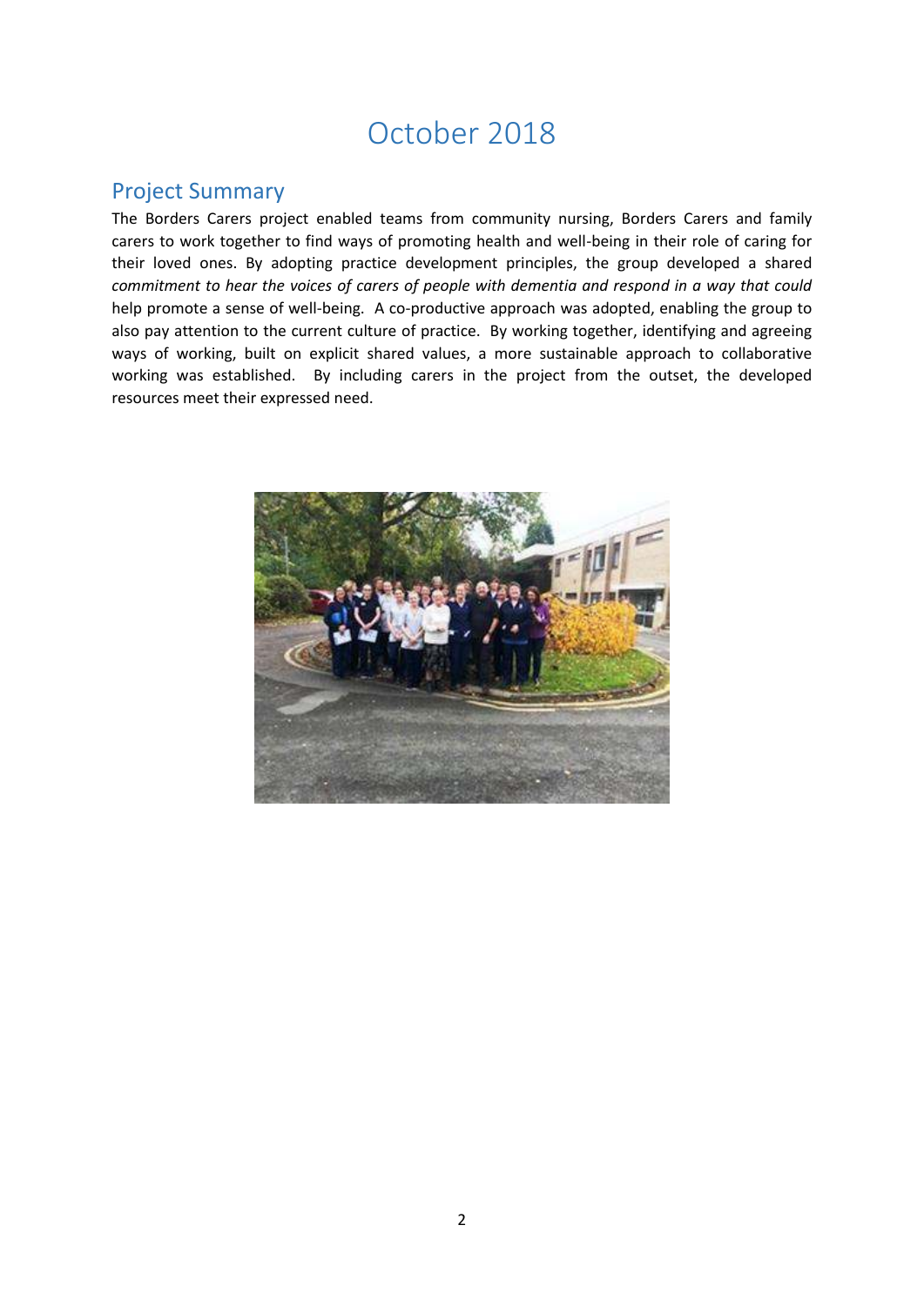# October 2018

## Project Summary

The Borders Carers project enabled teams from community nursing, Borders Carers and family carers to work together to find ways of promoting health and well-being in their role of caring for their loved ones. By adopting practice development principles, the group developed a shared *commitment to hear the voices of carers of people with dementia and respond in a way that could* help promote a sense of well-being. A co-productive approach was adopted, enabling the group to also pay attention to the current culture of practice. By working together, identifying and agreeing ways of working, built on explicit shared values, a more sustainable approach to collaborative working was established. By including carers in the project from the outset, the developed resources meet their expressed need.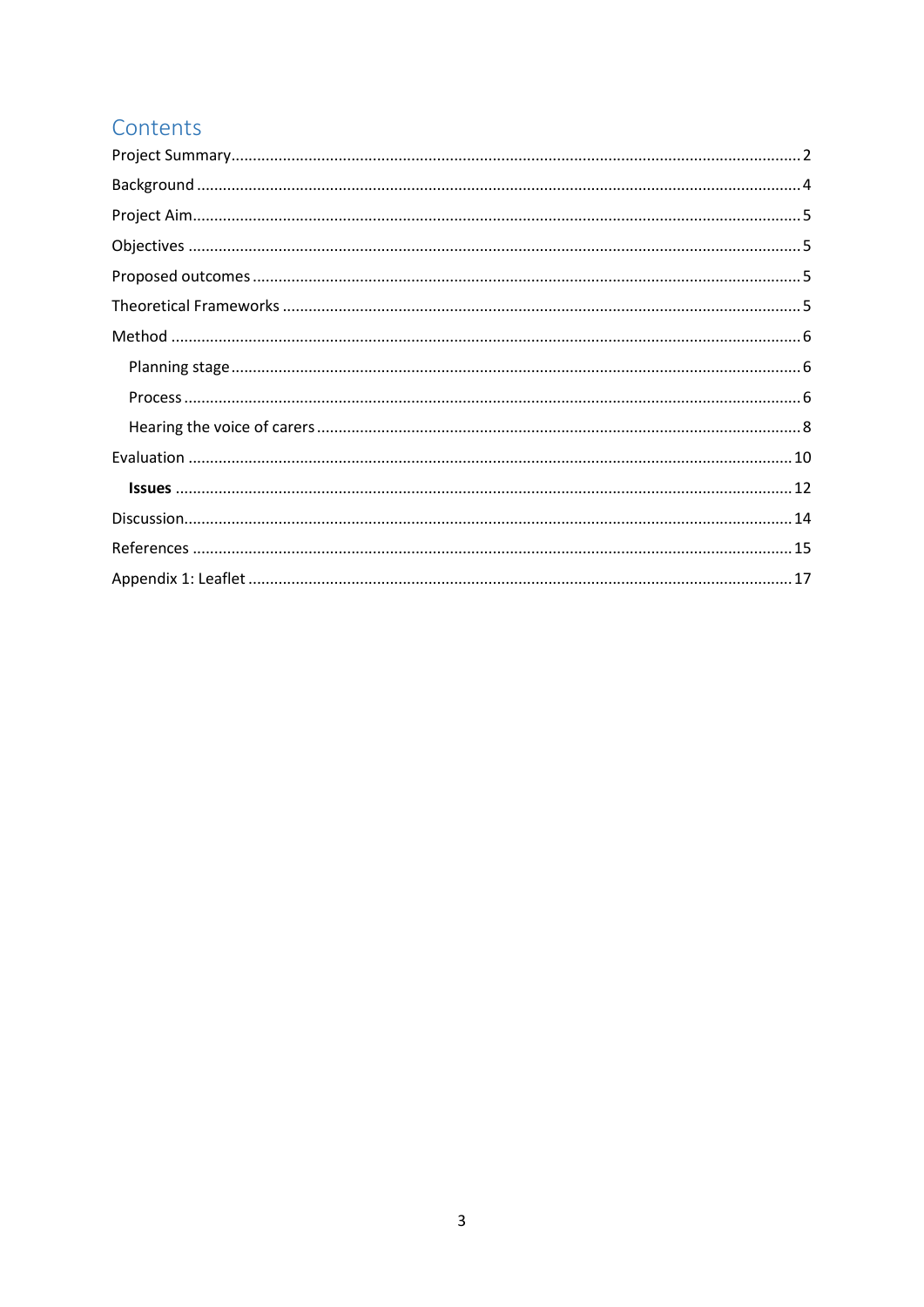# Contents

Project Summary .......... 2

Background .......... 4

Project Aim .......... 5

Objectives .......... 5

Proposed outcomes .......... 5

Theoretical Frameworks .......... 5

Method .......... 6

- Planning stage .......... 6
- Process .......... 6
- Hearing the voice of carers .......... 8

Evaluation .......... 10

- **Issues** .......... 12

Discussion .......... 14

References .......... 15

Appendix 1: Leaflet .......... 17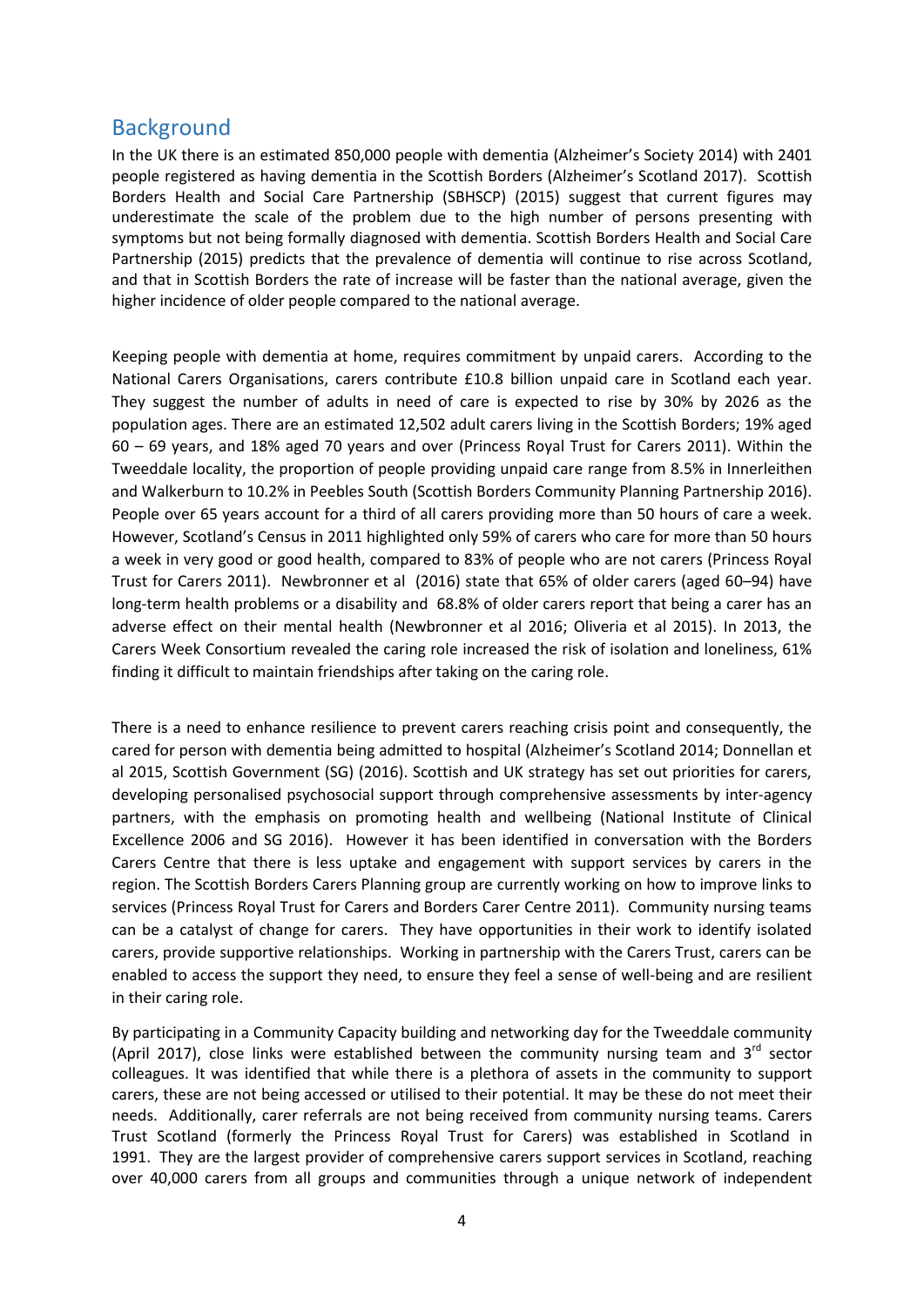## Background

In the UK there is an estimated 850,000 people with dementia (Alzheimer's Society 2014) with 2401 people registered as having dementia in the Scottish Borders (Alzheimer's Scotland 2017). Scottish Borders Health and Social Care Partnership (SBHSCP) (2015) suggest that current figures may underestimate the scale of the problem due to the high number of persons presenting with symptoms but not being formally diagnosed with dementia. Scottish Borders Health and Social Care Partnership (2015) predicts that the prevalence of dementia will continue to rise across Scotland, and that in Scottish Borders the rate of increase will be faster than the national average, given the higher incidence of older people compared to the national average.

Keeping people with dementia at home, requires commitment by unpaid carers. According to the National Carers Organisations, carers contribute £10.8 billion unpaid care in Scotland each year. They suggest the number of adults in need of care is expected to rise by 30% by 2026 as the population ages. There are an estimated 12,502 adult carers living in the Scottish Borders; 19% aged 60 – 69 years, and 18% aged 70 years and over (Princess Royal Trust for Carers 2011). Within the Tweeddale locality, the proportion of people providing unpaid care range from 8.5% in Innerleithen and Walkerburn to 10.2% in Peebles South (Scottish Borders Community Planning Partnership 2016). People over 65 years account for a third of all carers providing more than 50 hours of care a week. However, Scotland's Census in 2011 highlighted only 59% of carers who care for more than 50 hours a week in very good or good health, compared to 83% of people who are not carers (Princess Royal Trust for Carers 2011). Newbronner et al (2016) state that 65% of older carers (aged 60–94) have long-term health problems or a disability and 68.8% of older carers report that being a carer has an adverse effect on their mental health (Newbronner et al 2016; Oliveria et al 2015). In 2013, the Carers Week Consortium revealed the caring role increased the risk of isolation and loneliness, 61% finding it difficult to maintain friendships after taking on the caring role.

There is a need to enhance resilience to prevent carers reaching crisis point and consequently, the cared for person with dementia being admitted to hospital (Alzheimer's Scotland 2014; Donnellan et al 2015, Scottish Government (SG) (2016). Scottish and UK strategy has set out priorities for carers, developing personalised psychosocial support through comprehensive assessments by inter-agency partners, with the emphasis on promoting health and wellbeing (National Institute of Clinical Excellence 2006 and SG 2016). However it has been identified in conversation with the Borders Carers Centre that there is less uptake and engagement with support services by carers in the region. The Scottish Borders Carers Planning group are currently working on how to improve links to services (Princess Royal Trust for Carers and Borders Carer Centre 2011). Community nursing teams can be a catalyst of change for carers. They have opportunities in their work to identify isolated carers, provide supportive relationships. Working in partnership with the Carers Trust, carers can be enabled to access the support they need, to ensure they feel a sense of well-being and are resilient in their caring role.

By participating in a Community Capacity building and networking day for the Tweeddale community (April 2017), close links were established between the community nursing team and 3rd sector colleagues. It was identified that while there is a plethora of assets in the community to support carers, these are not being accessed or utilised to their potential. It may be these do not meet their needs. Additionally, carer referrals are not being received from community nursing teams. Carers Trust Scotland (formerly the Princess Royal Trust for Carers) was established in Scotland in 1991. They are the largest provider of comprehensive carers support services in Scotland, reaching over 40,000 carers from all groups and communities through a unique network of independent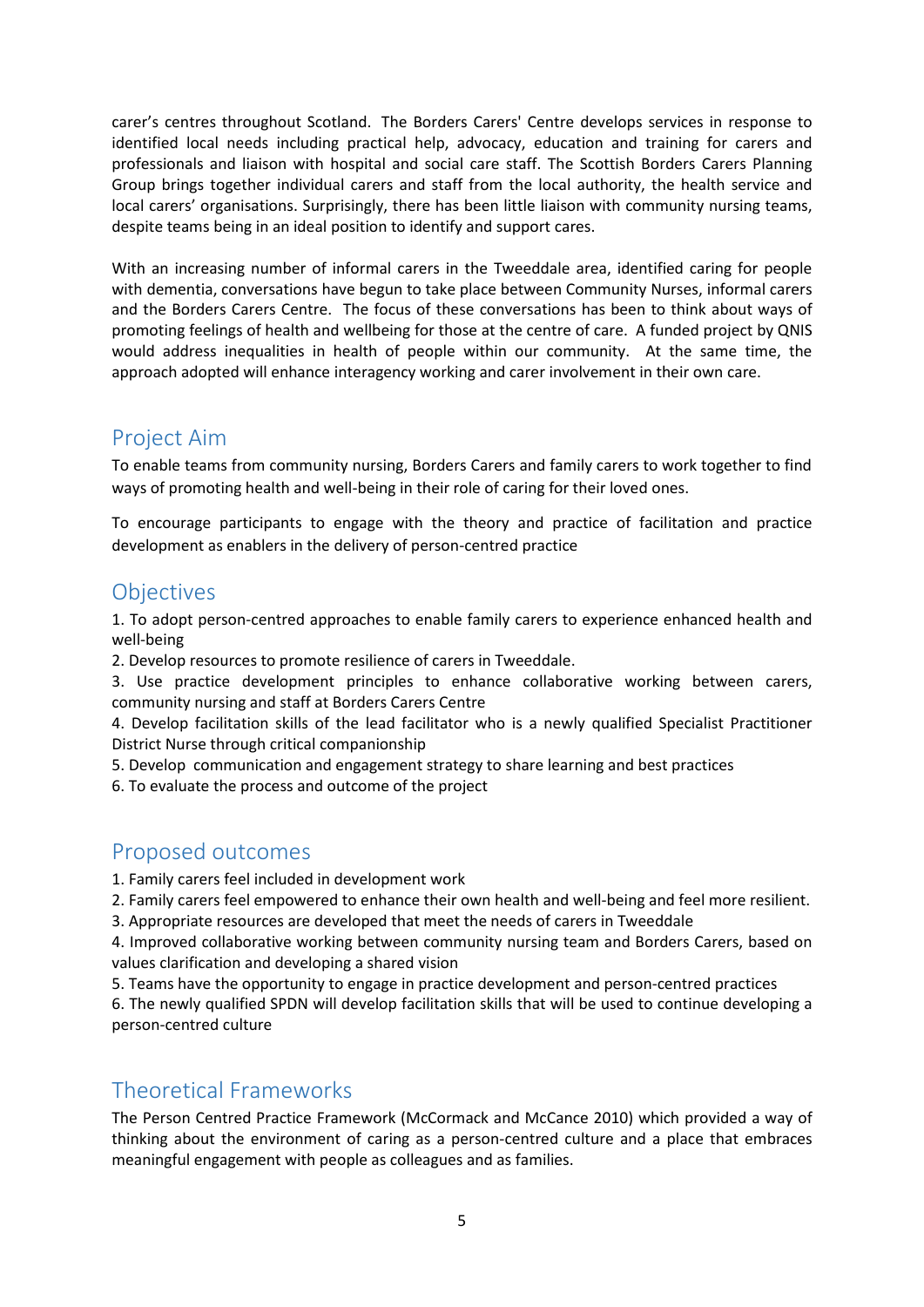carer's centres throughout Scotland. The Borders Carers' Centre develops services in response to identified local needs including practical help, advocacy, education and training for carers and professionals and liaison with hospital and social care staff. The Scottish Borders Carers Planning Group brings together individual carers and staff from the local authority, the health service and local carers' organisations. Surprisingly, there has been little liaison with community nursing teams, despite teams being in an ideal position to identify and support cares.

With an increasing number of informal carers in the Tweeddale area, identified caring for people with dementia, conversations have begun to take place between Community Nurses, informal carers and the Borders Carers Centre. The focus of these conversations has been to think about ways of promoting feelings of health and wellbeing for those at the centre of care. A funded project by QNIS would address inequalities in health of people within our community. At the same time, the approach adopted will enhance interagency working and carer involvement in their own care.

## Project Aim

To enable teams from community nursing, Borders Carers and family carers to work together to find ways of promoting health and well-being in their role of caring for their loved ones.

To encourage participants to engage with the theory and practice of facilitation and practice development as enablers in the delivery of person-centred practice

## Objectives

1. To adopt person-centred approaches to enable family carers to experience enhanced health and well-being
2. Develop resources to promote resilience of carers in Tweeddale.
3. Use practice development principles to enhance collaborative working between carers, community nursing and staff at Borders Carers Centre
4. Develop facilitation skills of the lead facilitator who is a newly qualified Specialist Practitioner District Nurse through critical companionship
5. Develop communication and engagement strategy to share learning and best practices
6. To evaluate the process and outcome of the project

## Proposed outcomes

1. Family carers feel included in development work
2. Family carers feel empowered to enhance their own health and well-being and feel more resilient.
3. Appropriate resources are developed that meet the needs of carers in Tweeddale
4. Improved collaborative working between community nursing team and Borders Carers, based on values clarification and developing a shared vision
5. Teams have the opportunity to engage in practice development and person-centred practices
6. The newly qualified SPDN will develop facilitation skills that will be used to continue developing a person-centred culture

## Theoretical Frameworks

The Person Centred Practice Framework (McCormack and McCance 2010) which provided a way of thinking about the environment of caring as a person-centred culture and a place that embraces meaningful engagement with people as colleagues and as families.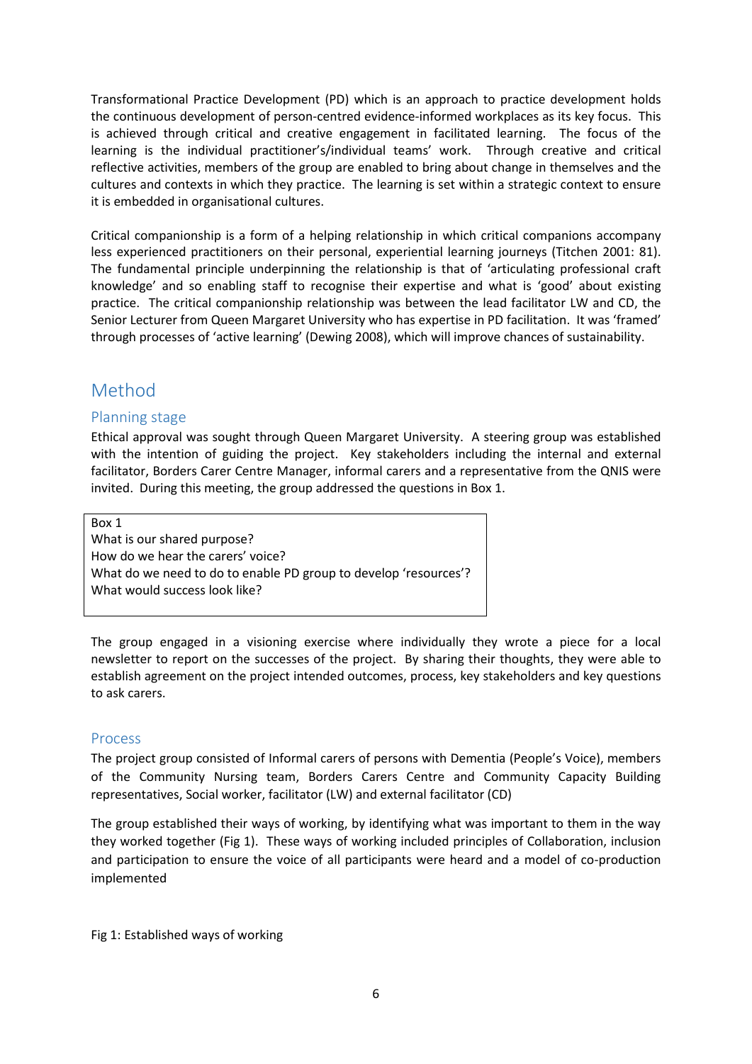Transformational Practice Development (PD) which is an approach to practice development holds the continuous development of person-centred evidence-informed workplaces as its key focus. This is achieved through critical and creative engagement in facilitated learning. The focus of the learning is the individual practitioner's/individual teams' work. Through creative and critical reflective activities, members of the group are enabled to bring about change in themselves and the cultures and contexts in which they practice. The learning is set within a strategic context to ensure it is embedded in organisational cultures.

Critical companionship is a form of a helping relationship in which critical companions accompany less experienced practitioners on their personal, experiential learning journeys (Titchen 2001: 81). The fundamental principle underpinning the relationship is that of 'articulating professional craft knowledge' and so enabling staff to recognise their expertise and what is 'good' about existing practice. The critical companionship relationship was between the lead facilitator LW and CD, the Senior Lecturer from Queen Margaret University who has expertise in PD facilitation. It was 'framed' through processes of 'active learning' (Dewing 2008), which will improve chances of sustainability.

# Method

## Planning stage

Ethical approval was sought through Queen Margaret University. A steering group was established with the intention of guiding the project. Key stakeholders including the internal and external facilitator, Borders Carer Centre Manager, informal carers and a representative from the QNIS were invited. During this meeting, the group addressed the questions in Box 1.

> Box 1
> What is our shared purpose?
> How do we hear the carers' voice?
> What do we need to do to enable PD group to develop 'resources'?
> What would success look like?

The group engaged in a visioning exercise where individually they wrote a piece for a local newsletter to report on the successes of the project. By sharing their thoughts, they were able to establish agreement on the project intended outcomes, process, key stakeholders and key questions to ask carers.

## Process

The project group consisted of Informal carers of persons with Dementia (People's Voice), members of the Community Nursing team, Borders Carers Centre and Community Capacity Building representatives, Social worker, facilitator (LW) and external facilitator (CD)

The group established their ways of working, by identifying what was important to them in the way they worked together (Fig 1). These ways of working included principles of Collaboration, inclusion and participation to ensure the voice of all participants were heard and a model of co-production implemented

Fig 1: Established ways of working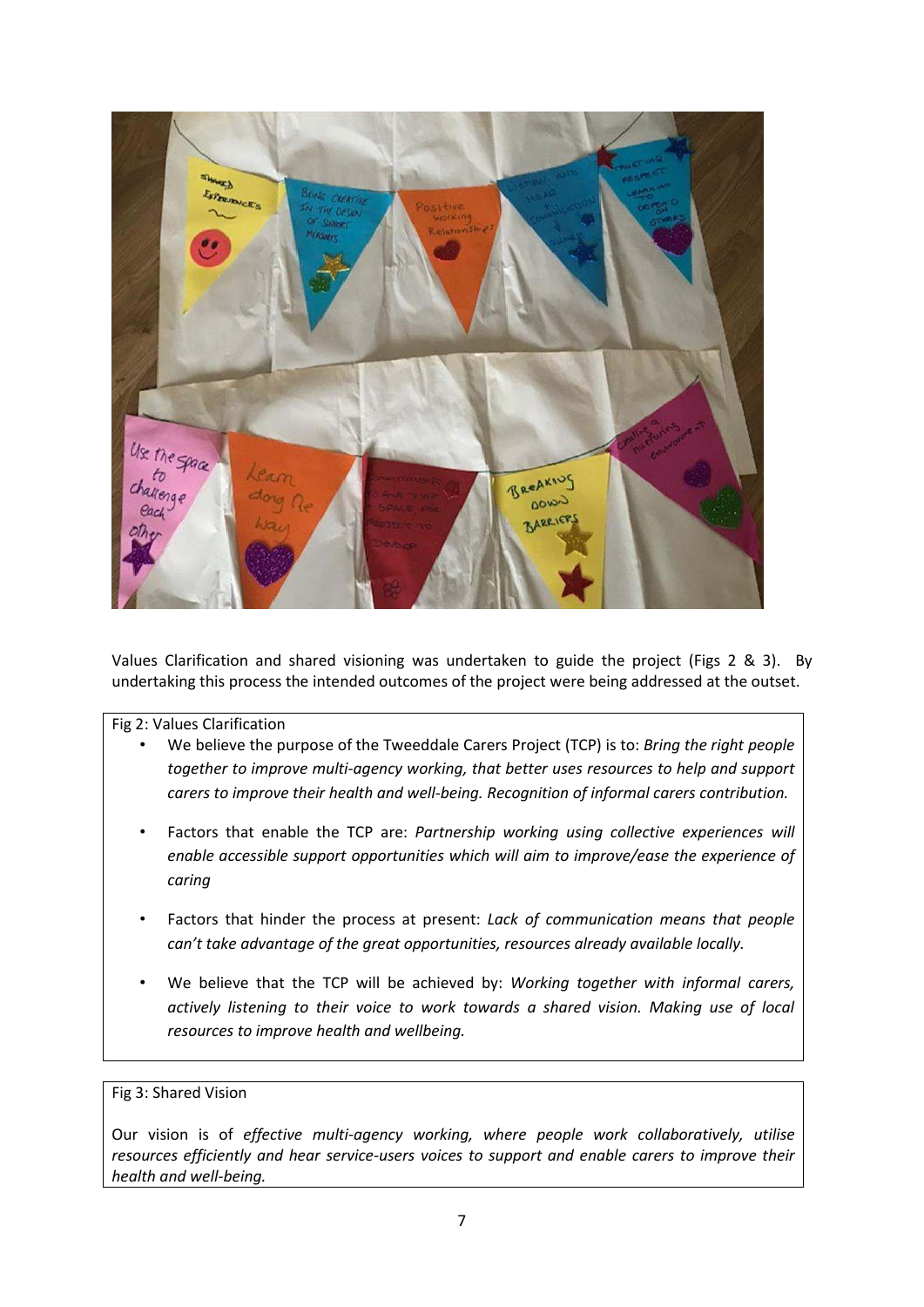Values Clarification and shared visioning was undertaken to guide the project (Figs 2 & 3). By undertaking this process the intended outcomes of the project were being addressed at the outset.

Fig 2: Values Clarification

- We believe the purpose of the Tweeddale Carers Project (TCP) is to: *Bring the right people together to improve multi-agency working, that better uses resources to help and support carers to improve their health and well-being. Recognition of informal carers contribution.*
- Factors that enable the TCP are: *Partnership working using collective experiences will enable accessible support opportunities which will aim to improve/ease the experience of caring*
- Factors that hinder the process at present: *Lack of communication means that people can't take advantage of the great opportunities, resources already available locally.*
- We believe that the TCP will be achieved by: *Working together with informal carers, actively listening to their voice to work towards a shared vision. Making use of local resources to improve health and wellbeing.*

Fig 3: Shared Vision

Our vision is of *effective multi-agency working, where people work collaboratively, utilise resources efficiently and hear service-users voices to support and enable carers to improve their health and well-being.*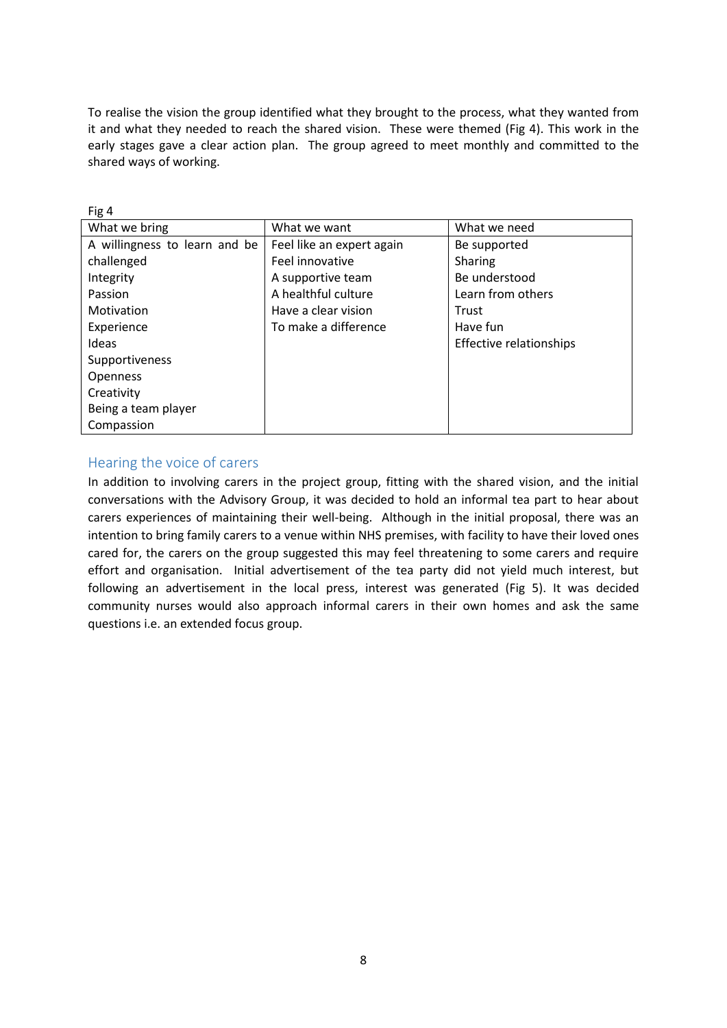To realise the vision the group identified what they brought to the process, what they wanted from it and what they needed to reach the shared vision. These were themed (Fig 4). This work in the early stages gave a clear action plan. The group agreed to meet monthly and committed to the shared ways of working.

Fig 4

| What we bring | What we want | What we need |
|---|---|---|
| A willingness to learn and be challenged | Feel like an expert again | Be supported |
| Integrity | Feel innovative | Sharing |
| Passion | A supportive team | Be understood |
| Motivation | A healthful culture | Learn from others |
| Experience | Have a clear vision | Trust |
| Ideas | To make a difference | Have fun |
| Supportiveness | | Effective relationships |
| Openness | | |
| Creativity | | |
| Being a team player | | |
| Compassion | | |

## Hearing the voice of carers

In addition to involving carers in the project group, fitting with the shared vision, and the initial conversations with the Advisory Group, it was decided to hold an informal tea part to hear about carers experiences of maintaining their well-being. Although in the initial proposal, there was an intention to bring family carers to a venue within NHS premises, with facility to have their loved ones cared for, the carers on the group suggested this may feel threatening to some carers and require effort and organisation. Initial advertisement of the tea party did not yield much interest, but following an advertisement in the local press, interest was generated (Fig 5). It was decided community nurses would also approach informal carers in their own homes and ask the same questions i.e. an extended focus group.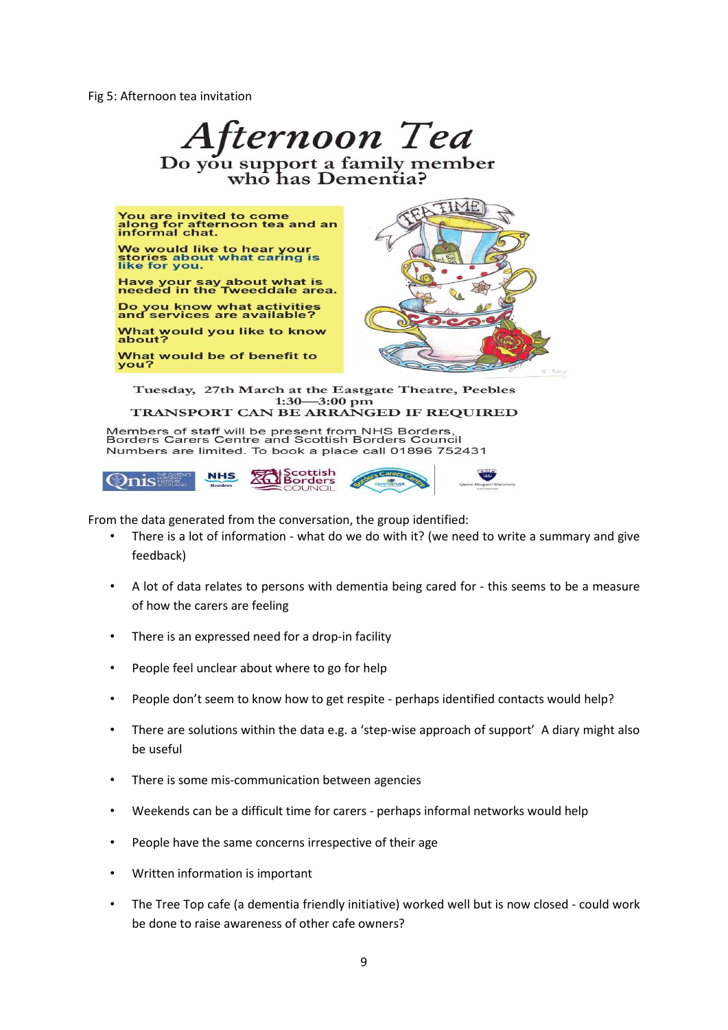Fig 5: Afternoon tea invitation

# Afternoon Tea

## Do you support a family member who has Dementia?

You are invited to come along for afternoon tea and an informal chat.

We would like to hear your stories about what caring is like for you.

Have your say about what is needed in the Tweeddale area.

Do you know what activities and services are available?

What would you like to know about?

What would be of benefit to you?

Tuesday, 27th March at the Eastgate Theatre, Peebles
1:30—3:00 pm
TRANSPORT CAN BE ARRANGED IF REQUIRED

Members of staff will be present from NHS Borders, Borders Carers Centre and Scottish Borders Council
Numbers are limited. To book a place call 01896 752431

From the data generated from the conversation, the group identified:

- There is a lot of information - what do we do with it? (we need to write a summary and give feedback)
- A lot of data relates to persons with dementia being cared for - this seems to be a measure of how the carers are feeling
- There is an expressed need for a drop-in facility
- People feel unclear about where to go for help
- People don't seem to know how to get respite - perhaps identified contacts would help?
- There are solutions within the data e.g. a 'step-wise approach of support' A diary might also be useful
- There is some mis-communication between agencies
- Weekends can be a difficult time for carers - perhaps informal networks would help
- People have the same concerns irrespective of their age
- Written information is important
- The Tree Top cafe (a dementia friendly initiative) worked well but is now closed - could work be done to raise awareness of other cafe owners?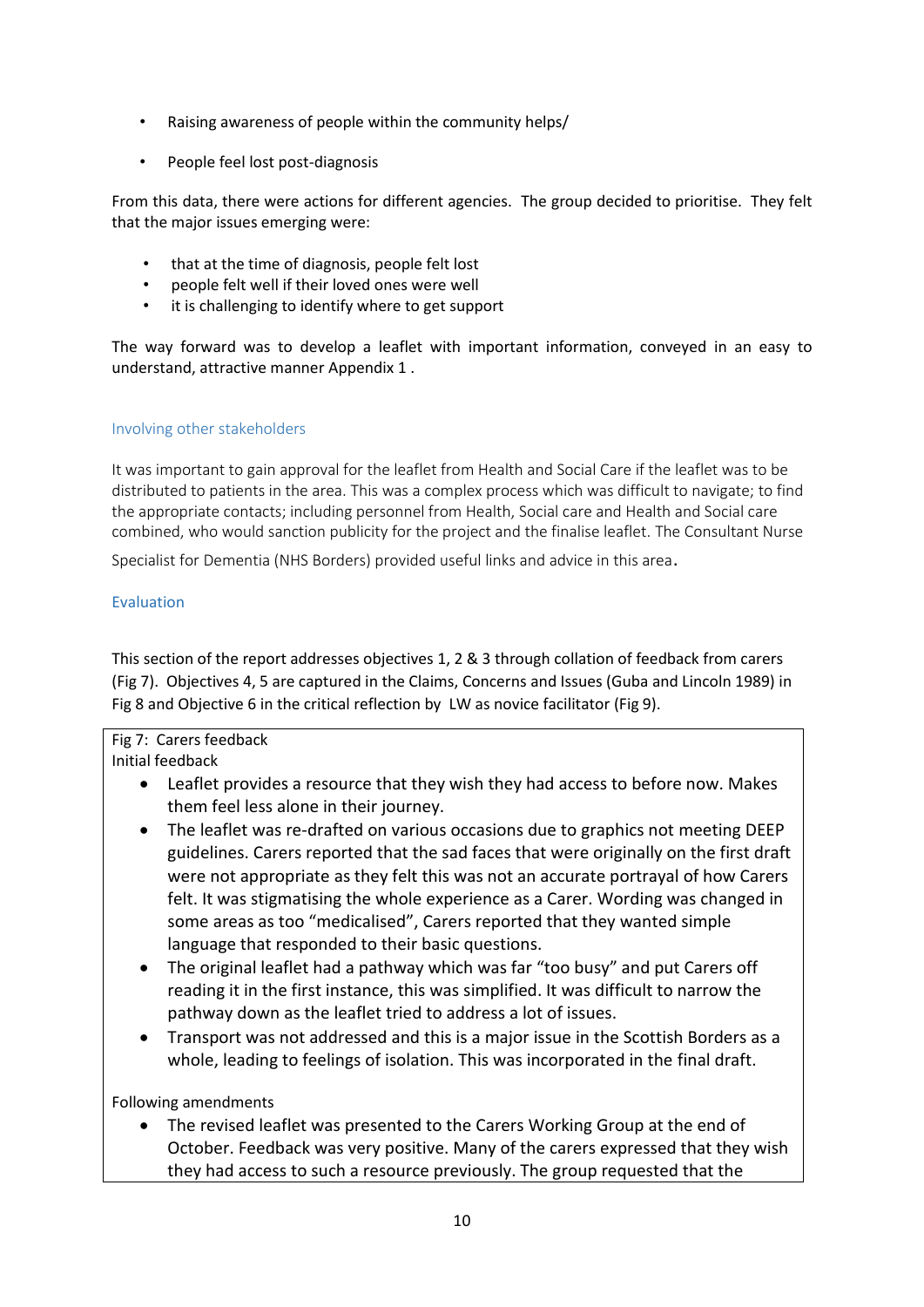- Raising awareness of people within the community helps/
- People feel lost post-diagnosis

From this data, there were actions for different agencies. The group decided to prioritise. They felt that the major issues emerging were:

- that at the time of diagnosis, people felt lost
- people felt well if their loved ones were well
- it is challenging to identify where to get support

The way forward was to develop a leaflet with important information, conveyed in an easy to understand, attractive manner Appendix 1 .

### Involving other stakeholders

It was important to gain approval for the leaflet from Health and Social Care if the leaflet was to be distributed to patients in the area. This was a complex process which was difficult to navigate; to find the appropriate contacts; including personnel from Health, Social care and Health and Social care combined, who would sanction publicity for the project and the finalise leaflet. The Consultant Nurse Specialist for Dementia (NHS Borders) provided useful links and advice in this area.

### Evaluation

This section of the report addresses objectives 1, 2 & 3 through collation of feedback from carers (Fig 7). Objectives 4, 5 are captured in the Claims, Concerns and Issues (Guba and Lincoln 1989) in Fig 8 and Objective 6 in the critical reflection by LW as novice facilitator (Fig 9).

Fig 7: Carers feedback

Initial feedback

- Leaflet provides a resource that they wish they had access to before now. Makes them feel less alone in their journey.
- The leaflet was re-drafted on various occasions due to graphics not meeting DEEP guidelines. Carers reported that the sad faces that were originally on the first draft were not appropriate as they felt this was not an accurate portrayal of how Carers felt. It was stigmatising the whole experience as a Carer. Wording was changed in some areas as too "medicalised", Carers reported that they wanted simple language that responded to their basic questions.
- The original leaflet had a pathway which was far "too busy" and put Carers off reading it in the first instance, this was simplified. It was difficult to narrow the pathway down as the leaflet tried to address a lot of issues.
- Transport was not addressed and this is a major issue in the Scottish Borders as a whole, leading to feelings of isolation. This was incorporated in the final draft.

Following amendments

- The revised leaflet was presented to the Carers Working Group at the end of October. Feedback was very positive. Many of the carers expressed that they wish they had access to such a resource previously. The group requested that the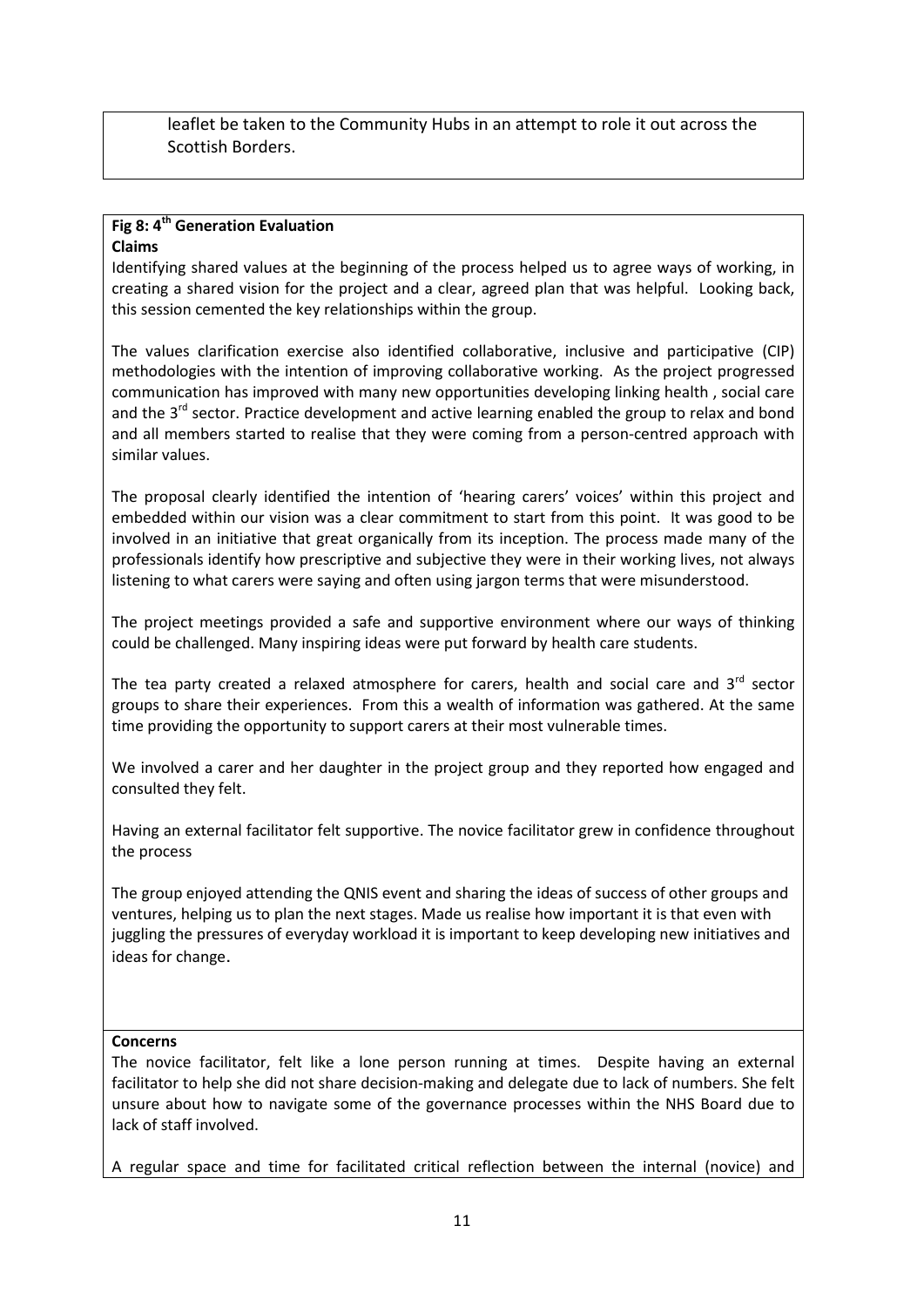leaflet be taken to the Community Hubs in an attempt to role it out across the Scottish Borders.

**Fig 8: 4th Generation Evaluation**

**Claims**

Identifying shared values at the beginning of the process helped us to agree ways of working, in creating a shared vision for the project and a clear, agreed plan that was helpful. Looking back, this session cemented the key relationships within the group.

The values clarification exercise also identified collaborative, inclusive and participative (CIP) methodologies with the intention of improving collaborative working. As the project progressed communication has improved with many new opportunities developing linking health , social care and the 3rd sector. Practice development and active learning enabled the group to relax and bond and all members started to realise that they were coming from a person-centred approach with similar values.

The proposal clearly identified the intention of 'hearing carers' voices' within this project and embedded within our vision was a clear commitment to start from this point. It was good to be involved in an initiative that great organically from its inception. The process made many of the professionals identify how prescriptive and subjective they were in their working lives, not always listening to what carers were saying and often using jargon terms that were misunderstood.

The project meetings provided a safe and supportive environment where our ways of thinking could be challenged. Many inspiring ideas were put forward by health care students.

The tea party created a relaxed atmosphere for carers, health and social care and 3rd sector groups to share their experiences. From this a wealth of information was gathered. At the same time providing the opportunity to support carers at their most vulnerable times.

We involved a carer and her daughter in the project group and they reported how engaged and consulted they felt.

Having an external facilitator felt supportive. The novice facilitator grew in confidence throughout the process

The group enjoyed attending the QNIS event and sharing the ideas of success of other groups and ventures, helping us to plan the next stages. Made us realise how important it is that even with juggling the pressures of everyday workload it is important to keep developing new initiatives and ideas for change.

**Concerns**

The novice facilitator, felt like a lone person running at times. Despite having an external facilitator to help she did not share decision-making and delegate due to lack of numbers. She felt unsure about how to navigate some of the governance processes within the NHS Board due to lack of staff involved.

A regular space and time for facilitated critical reflection between the internal (novice) and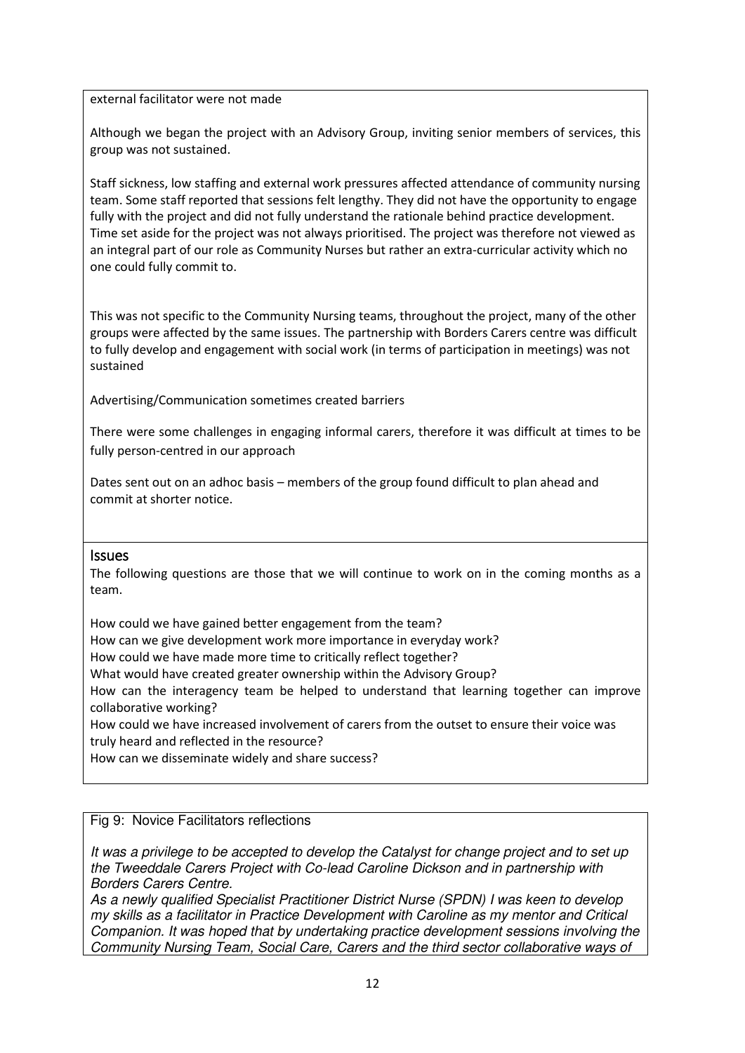external facilitator were not made

Although we began the project with an Advisory Group, inviting senior members of services, this group was not sustained.

Staff sickness, low staffing and external work pressures affected attendance of community nursing team. Some staff reported that sessions felt lengthy. They did not have the opportunity to engage fully with the project and did not fully understand the rationale behind practice development. Time set aside for the project was not always prioritised. The project was therefore not viewed as an integral part of our role as Community Nurses but rather an extra-curricular activity which no one could fully commit to.

This was not specific to the Community Nursing teams, throughout the project, many of the other groups were affected by the same issues. The partnership with Borders Carers centre was difficult to fully develop and engagement with social work (in terms of participation in meetings) was not sustained

Advertising/Communication sometimes created barriers

There were some challenges in engaging informal carers, therefore it was difficult at times to be fully person-centred in our approach

Dates sent out on an adhoc basis – members of the group found difficult to plan ahead and commit at shorter notice.

## Issues

The following questions are those that we will continue to work on in the coming months as a team.

How could we have gained better engagement from the team?
How can we give development work more importance in everyday work?
How could we have made more time to critically reflect together?
What would have created greater ownership within the Advisory Group?
How can the interagency team be helped to understand that learning together can improve collaborative working?
How could we have increased involvement of carers from the outset to ensure their voice was truly heard and reflected in the resource?
How can we disseminate widely and share success?

Fig 9: Novice Facilitators reflections

*It was a privilege to be accepted to develop the Catalyst for change project and to set up the Tweeddale Carers Project with Co-lead Caroline Dickson and in partnership with Borders Carers Centre.*
*As a newly qualified Specialist Practitioner District Nurse (SPDN) I was keen to develop my skills as a facilitator in Practice Development with Caroline as my mentor and Critical Companion. It was hoped that by undertaking practice development sessions involving the Community Nursing Team, Social Care, Carers and the third sector collaborative ways of*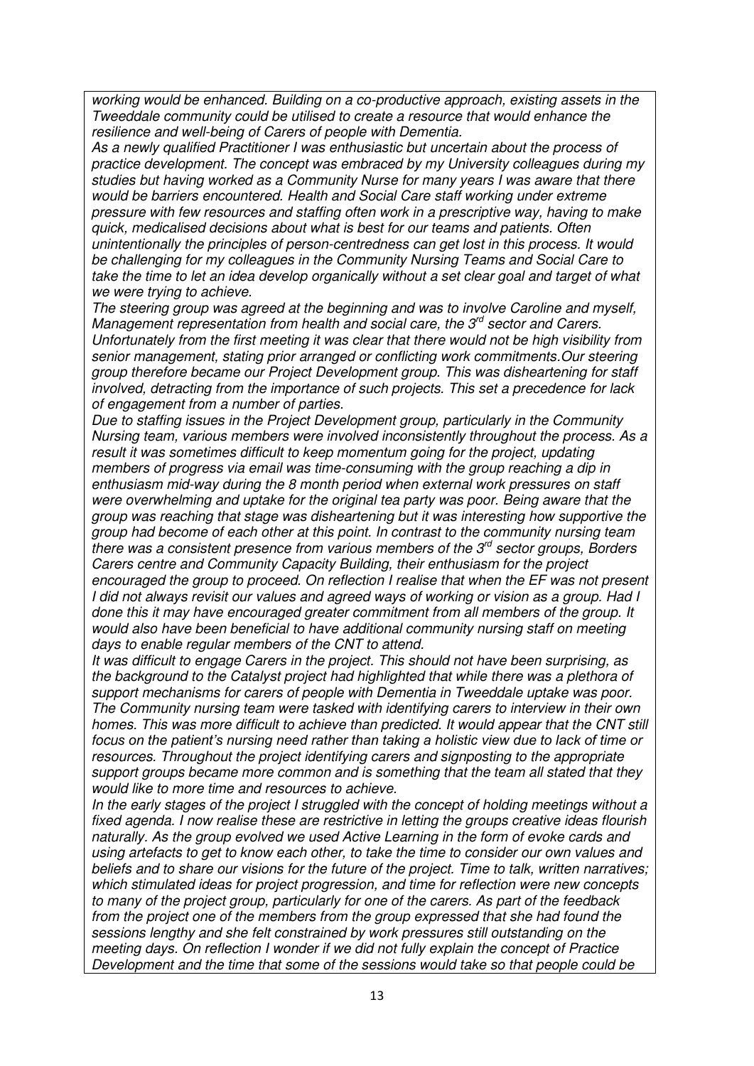*working would be enhanced. Building on a co-productive approach, existing assets in the Tweeddale community could be utilised to create a resource that would enhance the resilience and well-being of Carers of people with Dementia.*

*As a newly qualified Practitioner I was enthusiastic but uncertain about the process of practice development. The concept was embraced by my University colleagues during my studies but having worked as a Community Nurse for many years I was aware that there would be barriers encountered. Health and Social Care staff working under extreme pressure with few resources and staffing often work in a prescriptive way, having to make quick, medicalised decisions about what is best for our teams and patients. Often unintentionally the principles of person-centredness can get lost in this process. It would be challenging for my colleagues in the Community Nursing Teams and Social Care to take the time to let an idea develop organically without a set clear goal and target of what we were trying to achieve.*

*The steering group was agreed at the beginning and was to involve Caroline and myself, Management representation from health and social care, the 3rd sector and Carers. Unfortunately from the first meeting it was clear that there would not be high visibility from senior management, stating prior arranged or conflicting work commitments.Our steering group therefore became our Project Development group. This was disheartening for staff involved, detracting from the importance of such projects. This set a precedence for lack of engagement from a number of parties.*

*Due to staffing issues in the Project Development group, particularly in the Community Nursing team, various members were involved inconsistently throughout the process. As a result it was sometimes difficult to keep momentum going for the project, updating members of progress via email was time-consuming with the group reaching a dip in enthusiasm mid-way during the 8 month period when external work pressures on staff were overwhelming and uptake for the original tea party was poor. Being aware that the group was reaching that stage was disheartening but it was interesting how supportive the group had become of each other at this point. In contrast to the community nursing team there was a consistent presence from various members of the 3rd sector groups, Borders Carers centre and Community Capacity Building, their enthusiasm for the project encouraged the group to proceed. On reflection I realise that when the EF was not present I did not always revisit our values and agreed ways of working or vision as a group. Had I done this it may have encouraged greater commitment from all members of the group. It would also have been beneficial to have additional community nursing staff on meeting days to enable regular members of the CNT to attend.*

*It was difficult to engage Carers in the project. This should not have been surprising, as the background to the Catalyst project had highlighted that while there was a plethora of support mechanisms for carers of people with Dementia in Tweeddale uptake was poor. The Community nursing team were tasked with identifying carers to interview in their own homes. This was more difficult to achieve than predicted. It would appear that the CNT still focus on the patient's nursing need rather than taking a holistic view due to lack of time or resources. Throughout the project identifying carers and signposting to the appropriate support groups became more common and is something that the team all stated that they would like to more time and resources to achieve.*

*In the early stages of the project I struggled with the concept of holding meetings without a fixed agenda. I now realise these are restrictive in letting the groups creative ideas flourish naturally. As the group evolved we used Active Learning in the form of evoke cards and using artefacts to get to know each other, to take the time to consider our own values and beliefs and to share our visions for the future of the project. Time to talk, written narratives; which stimulated ideas for project progression, and time for reflection were new concepts to many of the project group, particularly for one of the carers. As part of the feedback from the project one of the members from the group expressed that she had found the sessions lengthy and she felt constrained by work pressures still outstanding on the meeting days. On reflection I wonder if we did not fully explain the concept of Practice Development and the time that some of the sessions would take so that people could be*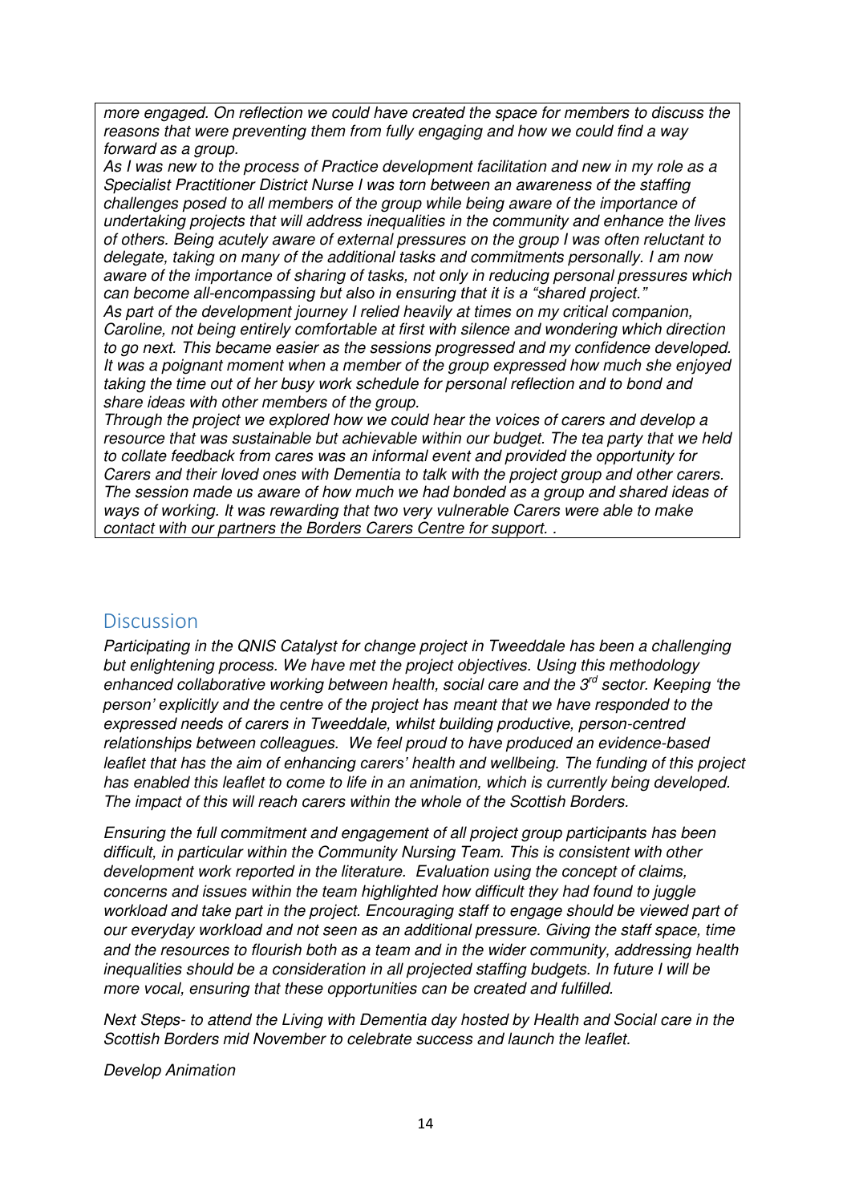*more engaged. On reflection we could have created the space for members to discuss the reasons that were preventing them from fully engaging and how we could find a way forward as a group.*

*As I was new to the process of Practice development facilitation and new in my role as a Specialist Practitioner District Nurse I was torn between an awareness of the staffing challenges posed to all members of the group while being aware of the importance of undertaking projects that will address inequalities in the community and enhance the lives of others. Being acutely aware of external pressures on the group I was often reluctant to delegate, taking on many of the additional tasks and commitments personally. I am now aware of the importance of sharing of tasks, not only in reducing personal pressures which can become all-encompassing but also in ensuring that it is a "shared project."*

*As part of the development journey I relied heavily at times on my critical companion, Caroline, not being entirely comfortable at first with silence and wondering which direction to go next. This became easier as the sessions progressed and my confidence developed. It was a poignant moment when a member of the group expressed how much she enjoyed taking the time out of her busy work schedule for personal reflection and to bond and share ideas with other members of the group.*

*Through the project we explored how we could hear the voices of carers and develop a resource that was sustainable but achievable within our budget. The tea party that we held to collate feedback from cares was an informal event and provided the opportunity for Carers and their loved ones with Dementia to talk with the project group and other carers. The session made us aware of how much we had bonded as a group and shared ideas of ways of working. It was rewarding that two very vulnerable Carers were able to make contact with our partners the Borders Carers Centre for support. .*

## Discussion

*Participating in the QNIS Catalyst for change project in Tweeddale has been a challenging but enlightening process. We have met the project objectives. Using this methodology enhanced collaborative working between health, social care and the 3rd sector. Keeping 'the person' explicitly and the centre of the project has meant that we have responded to the expressed needs of carers in Tweeddale, whilst building productive, person-centred relationships between colleagues. We feel proud to have produced an evidence-based leaflet that has the aim of enhancing carers' health and wellbeing. The funding of this project has enabled this leaflet to come to life in an animation, which is currently being developed. The impact of this will reach carers within the whole of the Scottish Borders.*

*Ensuring the full commitment and engagement of all project group participants has been difficult, in particular within the Community Nursing Team. This is consistent with other development work reported in the literature. Evaluation using the concept of claims, concerns and issues within the team highlighted how difficult they had found to juggle workload and take part in the project. Encouraging staff to engage should be viewed part of our everyday workload and not seen as an additional pressure. Giving the staff space, time and the resources to flourish both as a team and in the wider community, addressing health inequalities should be a consideration in all projected staffing budgets. In future I will be more vocal, ensuring that these opportunities can be created and fulfilled.*

*Next Steps- to attend the Living with Dementia day hosted by Health and Social care in the Scottish Borders mid November to celebrate success and launch the leaflet.*

*Develop Animation*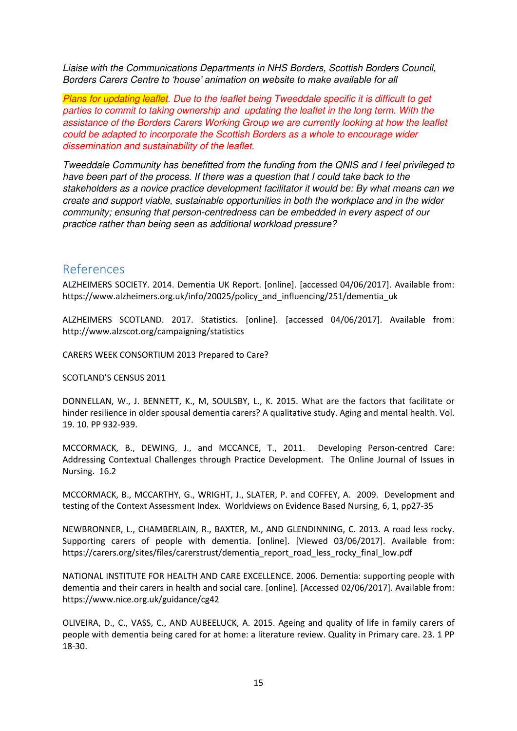*Liaise with the Communications Departments in NHS Borders, Scottish Borders Council, Borders Carers Centre to 'house' animation on website to make available for all*

*Plans for updating leaflet. Due to the leaflet being Tweeddale specific it is difficult to get parties to commit to taking ownership and updating the leaflet in the long term. With the assistance of the Borders Carers Working Group we are currently looking at how the leaflet could be adapted to incorporate the Scottish Borders as a whole to encourage wider dissemination and sustainability of the leaflet.*

*Tweeddale Community has benefitted from the funding from the QNIS and I feel privileged to have been part of the process. If there was a question that I could take back to the stakeholders as a novice practice development facilitator it would be: By what means can we create and support viable, sustainable opportunities in both the workplace and in the wider community; ensuring that person-centredness can be embedded in every aspect of our practice rather than being seen as additional workload pressure?*

## References

ALZHEIMERS SOCIETY. 2014. Dementia UK Report. [online]. [accessed 04/06/2017]. Available from: https://www.alzheimers.org.uk/info/20025/policy_and_influencing/251/dementia_uk

ALZHEIMERS SCOTLAND. 2017. Statistics. [online]. [accessed 04/06/2017]. Available from: http://www.alzscot.org/campaigning/statistics

CARERS WEEK CONSORTIUM 2013 Prepared to Care?

SCOTLAND'S CENSUS 2011

DONNELLAN, W., J. BENNETT, K., M, SOULSBY, L., K. 2015. What are the factors that facilitate or hinder resilience in older spousal dementia carers? A qualitative study. Aging and mental health. Vol. 19. 10. PP 932-939.

MCCORMACK, B., DEWING, J., and MCCANCE, T., 2011. Developing Person-centred Care: Addressing Contextual Challenges through Practice Development. The Online Journal of Issues in Nursing. 16.2

MCCORMACK, B., MCCARTHY, G., WRIGHT, J., SLATER, P. and COFFEY, A. 2009. Development and testing of the Context Assessment Index. Worldviews on Evidence Based Nursing, 6, 1, pp27-35

NEWBRONNER, L., CHAMBERLAIN, R., BAXTER, M., AND GLENDINNING, C. 2013. A road less rocky. Supporting carers of people with dementia. [online]. [Viewed 03/06/2017]. Available from: https://carers.org/sites/files/carerstrust/dementia_report_road_less_rocky_final_low.pdf

NATIONAL INSTITUTE FOR HEALTH AND CARE EXCELLENCE. 2006. Dementia: supporting people with dementia and their carers in health and social care. [online]. [Accessed 02/06/2017]. Available from: https://www.nice.org.uk/guidance/cg42

OLIVEIRA, D., C., VASS, C., AND AUBEELUCK, A. 2015. Ageing and quality of life in family carers of people with dementia being cared for at home: a literature review. Quality in Primary care. 23. 1 PP 18-30.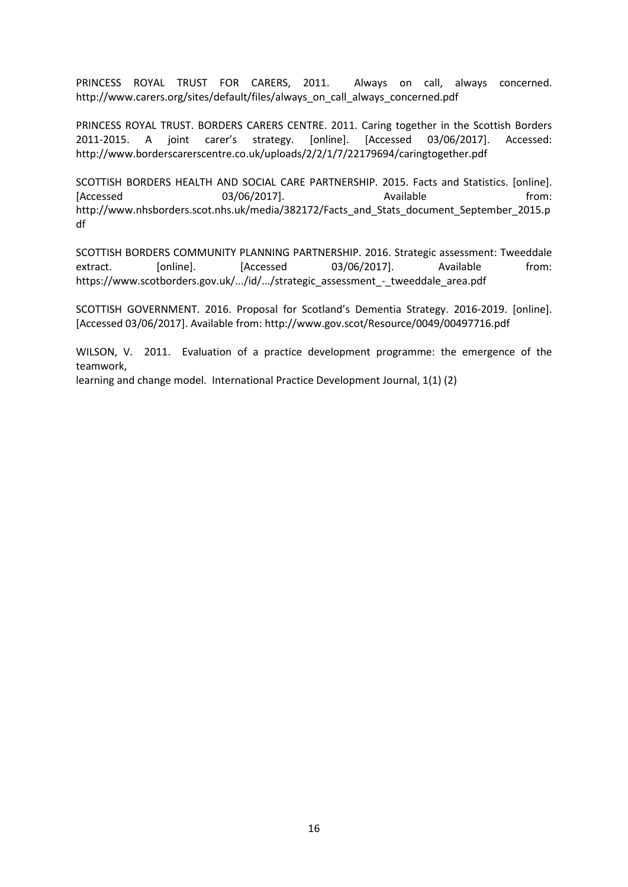PRINCESS ROYAL TRUST FOR CARERS, 2011. Always on call, always concerned. http://www.carers.org/sites/default/files/always_on_call_always_concerned.pdf

PRINCESS ROYAL TRUST. BORDERS CARERS CENTRE. 2011. Caring together in the Scottish Borders 2011-2015. A joint carer's strategy. [online]. [Accessed 03/06/2017]. Accessed: http://www.borderscarerscentre.co.uk/uploads/2/2/1/7/22179694/caringtogether.pdf

SCOTTISH BORDERS HEALTH AND SOCIAL CARE PARTNERSHIP. 2015. Facts and Statistics. [online]. [Accessed 03/06/2017]. Available from: http://www.nhsborders.scot.nhs.uk/media/382172/Facts_and_Stats_document_September_2015.pdf

SCOTTISH BORDERS COMMUNITY PLANNING PARTNERSHIP. 2016. Strategic assessment: Tweeddale extract. [online]. [Accessed 03/06/2017]. Available from: https://www.scotborders.gov.uk/.../id/.../strategic_assessment_-_tweeddale_area.pdf

SCOTTISH GOVERNMENT. 2016. Proposal for Scotland's Dementia Strategy. 2016-2019. [online]. [Accessed 03/06/2017]. Available from: http://www.gov.scot/Resource/0049/00497716.pdf

WILSON, V. 2011. Evaluation of a practice development programme: the emergence of the teamwork, learning and change model. International Practice Development Journal, 1(1) (2)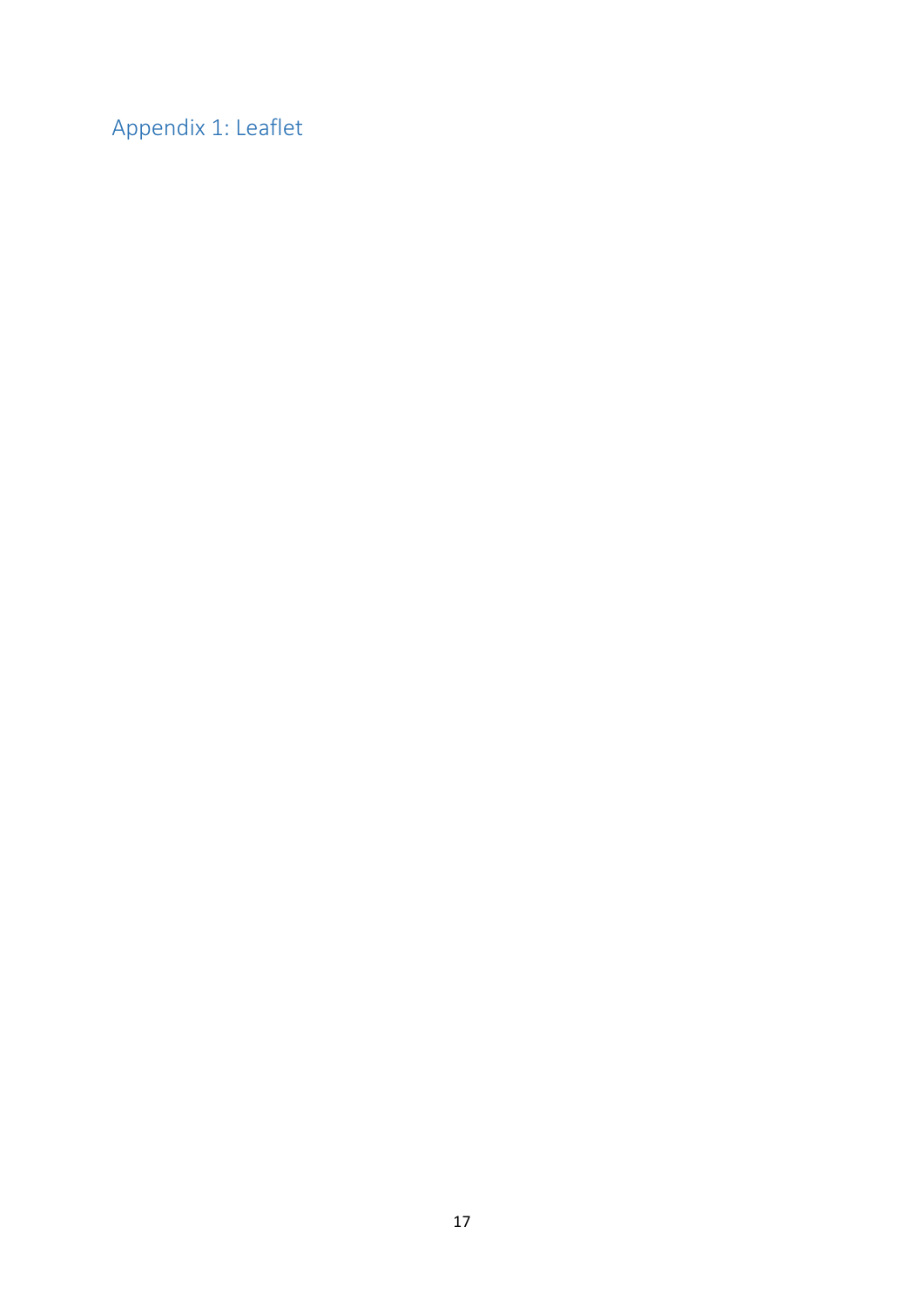## Appendix 1: Leaflet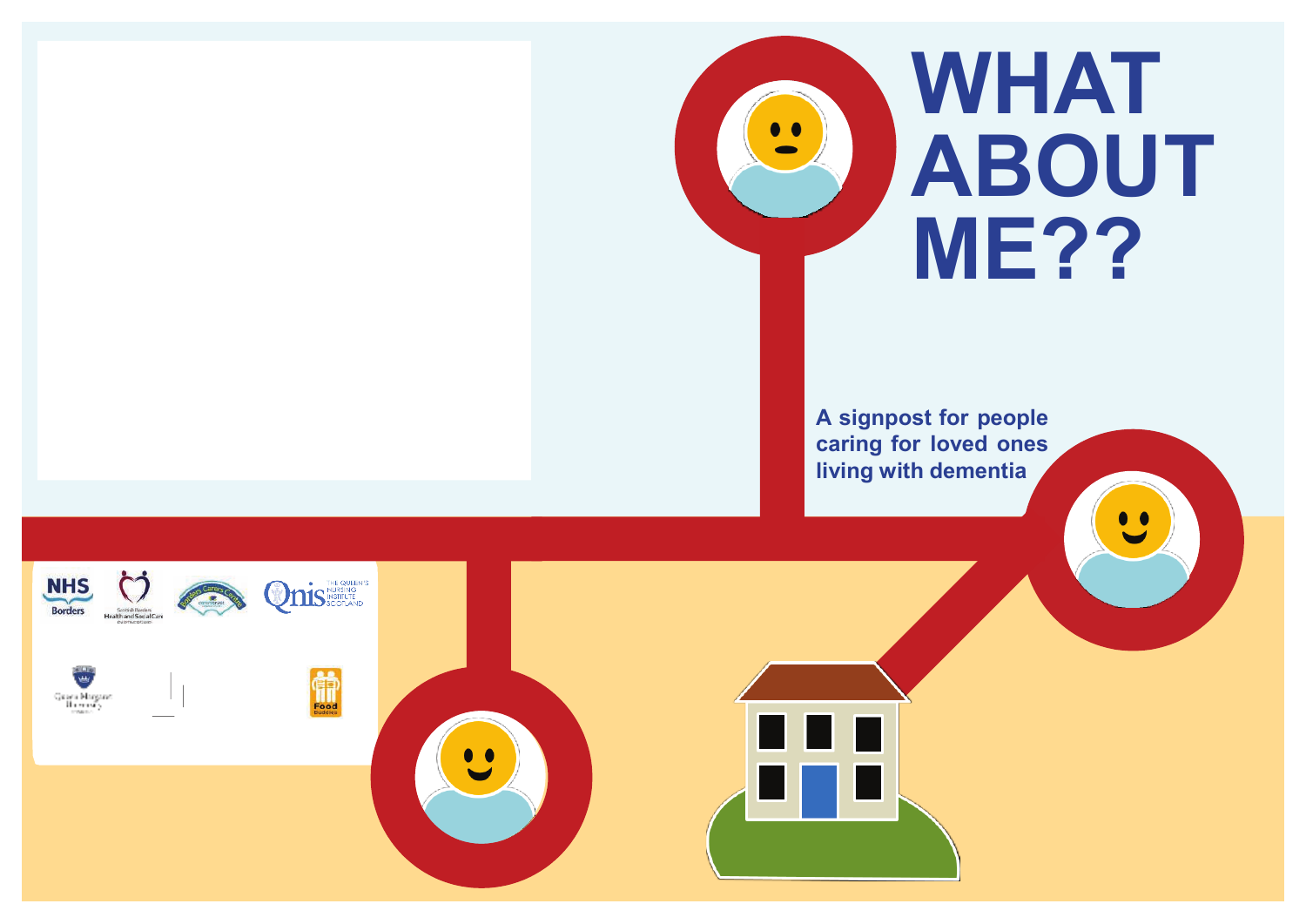# WHAT ABOUT ME??

**A signpost for people caring for loved ones living with dementia**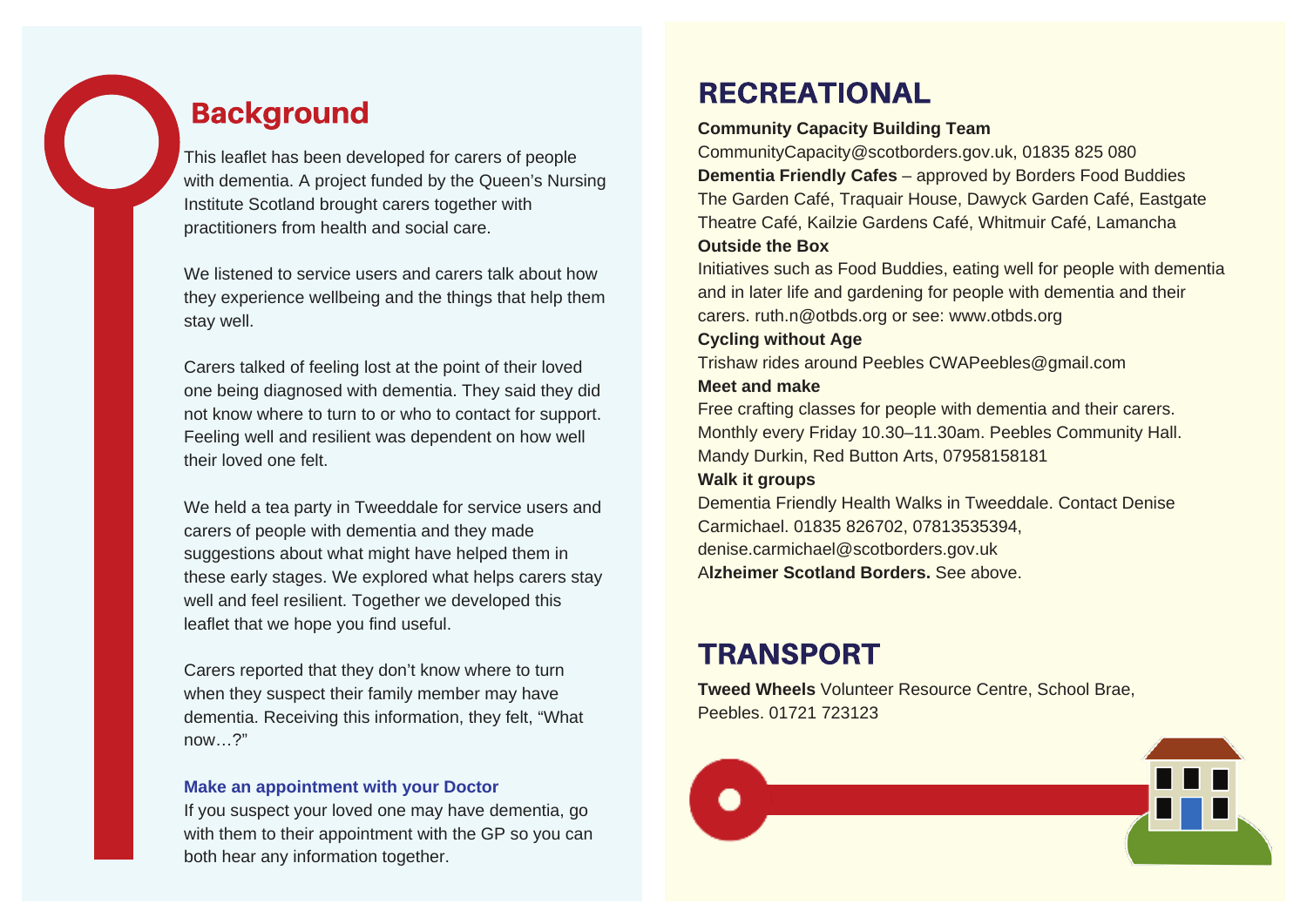## Background

This leaflet has been developed for carers of people with dementia. A project funded by the Queen's Nursing Institute Scotland brought carers together with practitioners from health and social care.

We listened to service users and carers talk about how they experience wellbeing and the things that help them stay well.

Carers talked of feeling lost at the point of their loved one being diagnosed with dementia. They said they did not know where to turn to or who to contact for support. Feeling well and resilient was dependent on how well their loved one felt.

We held a tea party in Tweeddale for service users and carers of people with dementia and they made suggestions about what might have helped them in these early stages. We explored what helps carers stay well and feel resilient. Together we developed this leaflet that we hope you find useful.

Carers reported that they don't know where to turn when they suspect their family member may have dementia. Receiving this information, they felt, "What now…?"

**Make an appointment with your Doctor**

If you suspect your loved one may have dementia, go with them to their appointment with the GP so you can both hear any information together.

## RECREATIONAL

**Community Capacity Building Team**
CommunityCapacity@scotborders.gov.uk, 01835 825 080

**Dementia Friendly Cafes** – approved by Borders Food Buddies
The Garden Café, Traquair House, Dawyck Garden Café, Eastgate Theatre Café, Kailzie Gardens Café, Whitmuir Café, Lamancha

**Outside the Box**
Initiatives such as Food Buddies, eating well for people with dementia and in later life and gardening for people with dementia and their carers. ruth.n@otbds.org or see: www.otbds.org

**Cycling without Age**
Trishaw rides around Peebles CWAPeebles@gmail.com

**Meet and make**
Free crafting classes for people with dementia and their carers. Monthly every Friday 10.30–11.30am. Peebles Community Hall. Mandy Durkin, Red Button Arts, 07958158181

**Walk it groups**
Dementia Friendly Health Walks in Tweeddale. Contact Denise Carmichael. 01835 826702, 07813535394, denise.carmichael@scotborders.gov.uk

**Alzheimer Scotland Borders.** See above.

## TRANSPORT

**Tweed Wheels** Volunteer Resource Centre, School Brae, Peebles. 01721 723123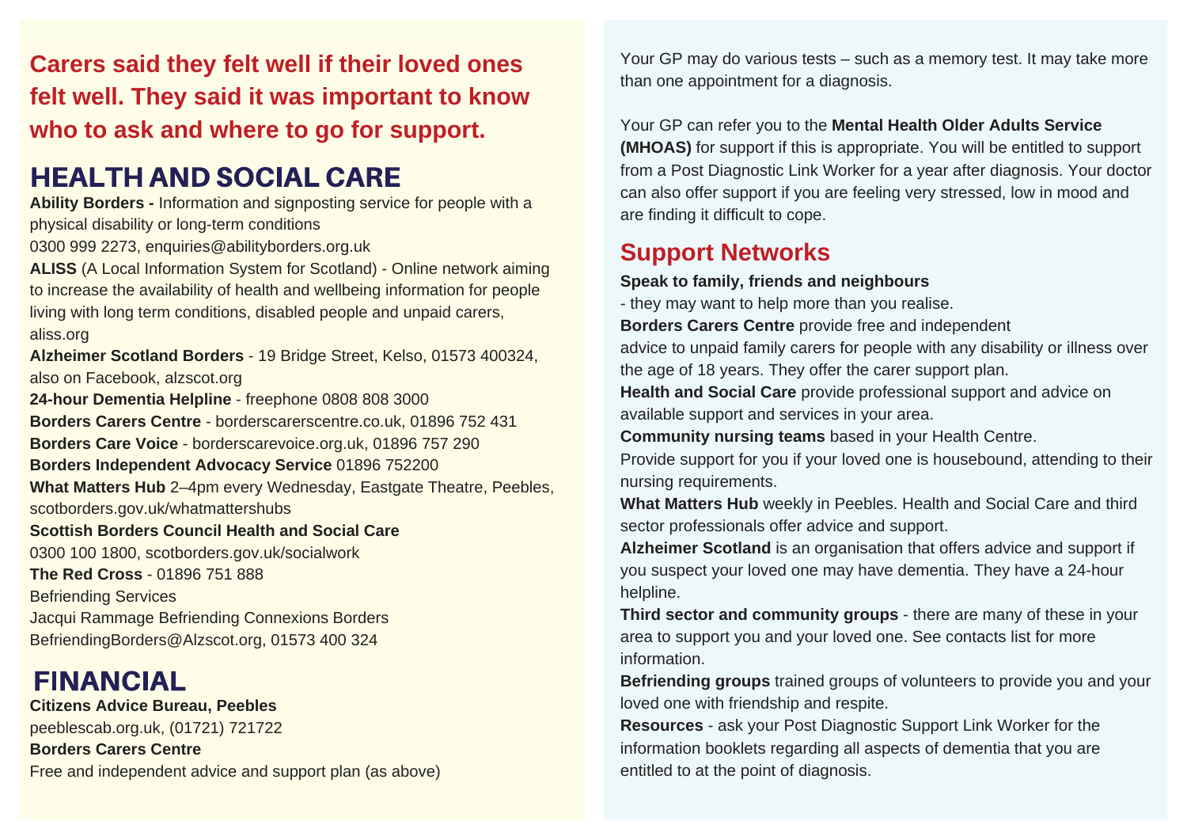**Carers said they felt well if their loved ones felt well. They said it was important to know who to ask and where to go for support.**

## HEALTH AND SOCIAL CARE

**Ability Borders -** Information and signposting service for people with a physical disability or long-term conditions
0300 999 2273, enquiries@abilityborders.org.uk
**ALISS** (A Local Information System for Scotland) - Online network aiming to increase the availability of health and wellbeing information for people living with long term conditions, disabled people and unpaid carers, aliss.org
**Alzheimer Scotland Borders** - 19 Bridge Street, Kelso, 01573 400324, also on Facebook, alzscot.org
**24-hour Dementia Helpline** - freephone 0808 808 3000
**Borders Carers Centre** - borderscarerscentre.co.uk, 01896 752 431
**Borders Care Voice** - borderscarevoice.org.uk, 01896 757 290
**Borders Independent Advocacy Service** 01896 752200
**What Matters Hub** 2–4pm every Wednesday, Eastgate Theatre, Peebles, scotborders.gov.uk/whatmattershubs
**Scottish Borders Council Health and Social Care**
0300 100 1800, scotborders.gov.uk/socialwork
**The Red Cross** - 01896 751 888
Befriending Services
Jacqui Rammage Befriending Connexions Borders
BefriendingBorders@Alzscot.org, 01573 400 324

## FINANCIAL

**Citizens Advice Bureau, Peebles**
peeblescab.org.uk, (01721) 721722
**Borders Carers Centre**
Free and independent advice and support plan (as above)

Your GP may do various tests – such as a memory test. It may take more than one appointment for a diagnosis.

Your GP can refer you to the **Mental Health Older Adults Service (MHOAS)** for support if this is appropriate. You will be entitled to support from a Post Diagnostic Link Worker for a year after diagnosis. Your doctor can also offer support if you are feeling very stressed, low in mood and are finding it difficult to cope.

## Support Networks

**Speak to family, friends and neighbours**
- they may want to help more than you realise.
**Borders Carers Centre** provide free and independent advice to unpaid family carers for people with any disability or illness over the age of 18 years. They offer the carer support plan.
**Health and Social Care** provide professional support and advice on available support and services in your area.
**Community nursing teams** based in your Health Centre.
Provide support for you if your loved one is housebound, attending to their nursing requirements.
**What Matters Hub** weekly in Peebles. Health and Social Care and third sector professionals offer advice and support.
**Alzheimer Scotland** is an organisation that offers advice and support if you suspect your loved one may have dementia. They have a 24-hour helpline.
**Third sector and community groups** - there are many of these in your area to support you and your loved one. See contacts list for more information.
**Befriending groups** trained groups of volunteers to provide you and your loved one with friendship and respite.
**Resources** - ask your Post Diagnostic Support Link Worker for the information booklets regarding all aspects of dementia that you are entitled to at the point of diagnosis.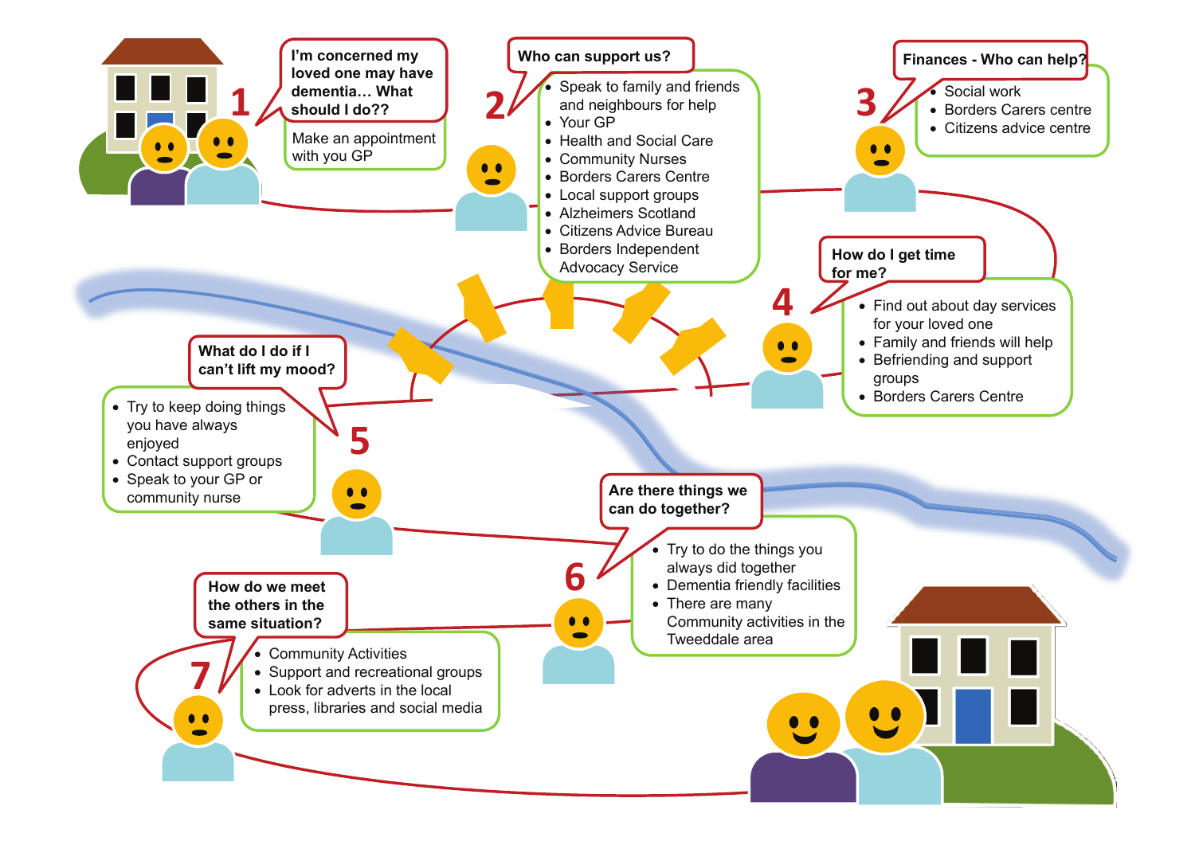**1**

**I'm concerned my loved one may have dementia… What should I do??**

Make an appointment with you GP

**2**

**Who can support us?**

- Speak to family and friends and neighbours for help
- Your GP
- Health and Social Care
- Community Nurses
- Borders Carers Centre
- Local support groups
- Alzheimers Scotland
- Citizens Advice Bureau
- Borders Independent Advocacy Service

**3**

**Finances - Who can help?**

- Social work
- Borders Carers centre
- Citizens advice centre

**4**

**How do I get time for me?**

- Find out about day services for your loved one
- Family and friends will help
- Befriending and support groups
- Borders Carers Centre

**5**

**What do I do if I can't lift my mood?**

- Try to keep doing things you have always enjoyed
- Contact support groups
- Speak to your GP or community nurse

**6**

**Are there things we can do together?**

- Try to do the things you always did together
- Dementia friendly facilities
- There are many Community activities in the Tweeddale area

**7**

**How do we meet the others in the same situation?**

- Community Activities
- Support and recreational groups
- Look for adverts in the local press, libraries and social media